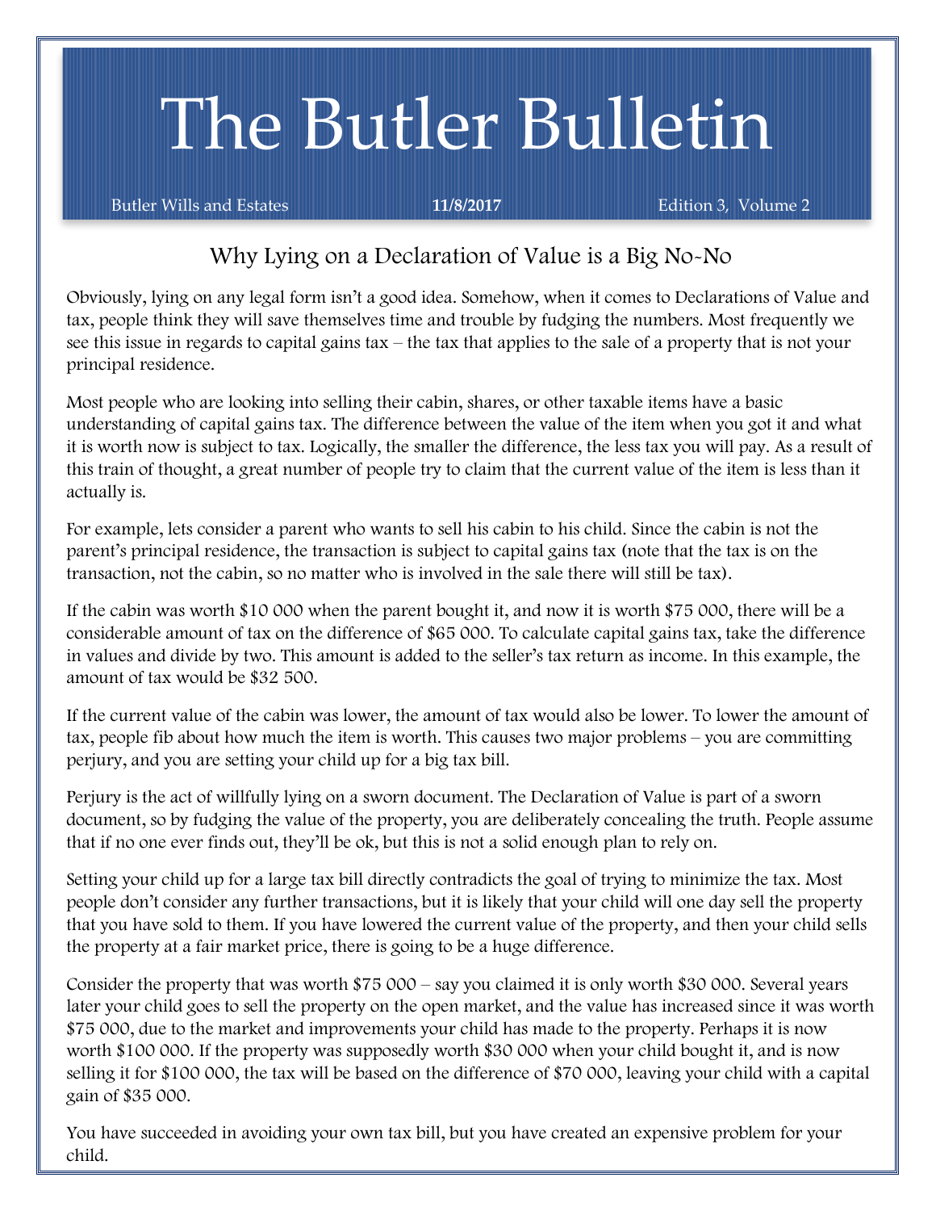# The Butler Bulletin

Butler Wills and Estates **11/8/2017** Edition 3, Volume 2

## Why Lying on a Declaration of Value is a Big No-No

Obviously, lying on any legal form isn't a good idea. Somehow, when it comes to Declarations of Value and tax, people think they will save themselves time and trouble by fudging the numbers. Most frequently we see this issue in regards to capital gains tax – the tax that applies to the sale of a property that is not your principal residence.

Most people who are looking into selling their cabin, shares, or other taxable items have a basic understanding of capital gains tax. The difference between the value of the item when you got it and what it is worth now is subject to tax. Logically, the smaller the difference, the less tax you will pay. As a result of this train of thought, a great number of people try to claim that the current value of the item is less than it actually is.

For example, lets consider a parent who wants to sell his cabin to his child. Since the cabin is not the parent's principal residence, the transaction is subject to capital gains tax (note that the tax is on the transaction, not the cabin, so no matter who is involved in the sale there will still be tax).

If the cabin was worth $10 000 when the parent bought it, and now it is worth $75 000, there will be a considerable amount of tax on the difference of $65 000. To calculate capital gains tax, take the difference in values and divide by two. This amount is added to the seller's tax return as income. In this example, the amount of tax would be $32 500.

If the current value of the cabin was lower, the amount of tax would also be lower. To lower the amount of tax, people fib about how much the item is worth. This causes two major problems – you are committing perjury, and you are setting your child up for a big tax bill.

Perjury is the act of willfully lying on a sworn document. The Declaration of Value is part of a sworn document, so by fudging the value of the property, you are deliberately concealing the truth. People assume that if no one ever finds out, they'll be ok, but this is not a solid enough plan to rely on.

Setting your child up for a large tax bill directly contradicts the goal of trying to minimize the tax. Most people don't consider any further transactions, but it is likely that your child will one day sell the property that you have sold to them. If you have lowered the current value of the property, and then your child sells the property at a fair market price, there is going to be a huge difference.

Consider the property that was worth $75 000 – say you claimed it is only worth $30 000. Several years later your child goes to sell the property on the open market, and the value has increased since it was worth $75 000, due to the market and improvements your child has made to the property. Perhaps it is now worth $100 000. If the property was supposedly worth $30 000 when your child bought it, and is now selling it for $100 000, the tax will be based on the difference of $70 000, leaving your child with a capital gain of $35 000.

You have succeeded in avoiding your own tax bill, but you have created an expensive problem for your child.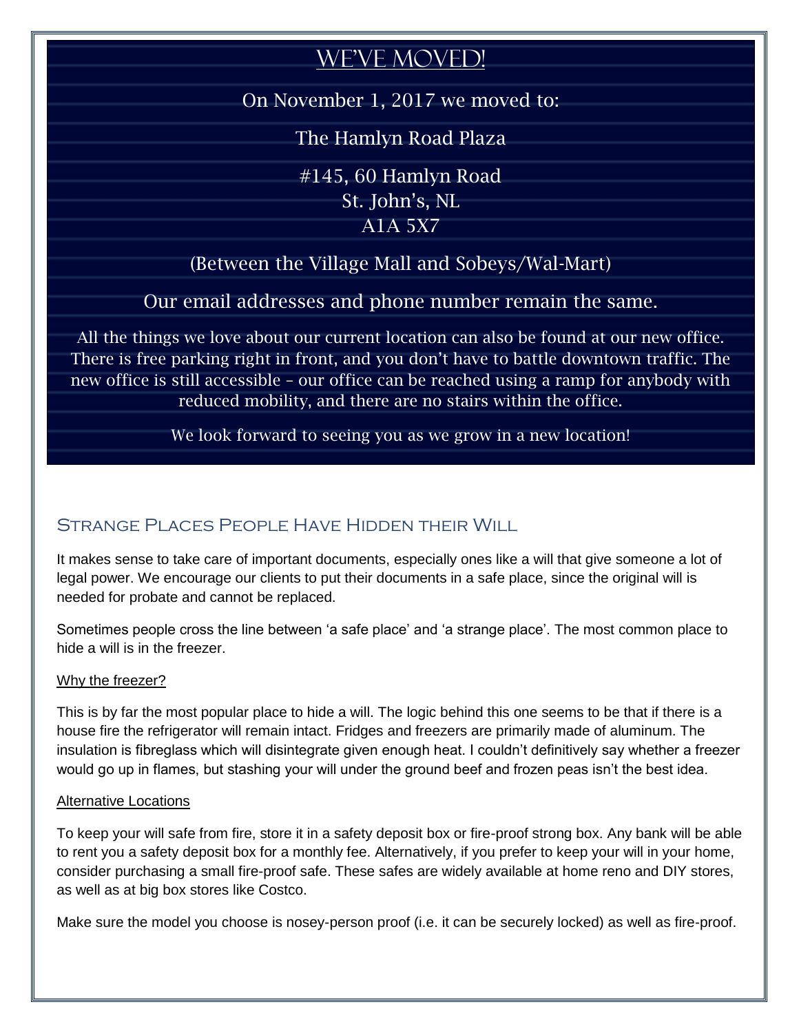# We've Moved!

On November 1, 2017 we moved to:

The Hamlyn Road Plaza

#145, 60 Hamlyn Road
St. John's, NL
A1A 5X7

(Between the Village Mall and Sobeys/Wal-Mart)

Our email addresses and phone number remain the same.

All the things we love about our current location can also be found at our new office. There is free parking right in front, and you don't have to battle downtown traffic. The new office is still accessible – our office can be reached using a ramp for anybody with reduced mobility, and there are no stairs within the office.

We look forward to seeing you as we grow in a new location!

## Strange Places People Have Hidden their Will

It makes sense to take care of important documents, especially ones like a will that give someone a lot of legal power. We encourage our clients to put their documents in a safe place, since the original will is needed for probate and cannot be replaced.

Sometimes people cross the line between 'a safe place' and 'a strange place'. The most common place to hide a will is in the freezer.

### Why the freezer?

This is by far the most popular place to hide a will. The logic behind this one seems to be that if there is a house fire the refrigerator will remain intact. Fridges and freezers are primarily made of aluminum. The insulation is fibreglass which will disintegrate given enough heat. I couldn't definitively say whether a freezer would go up in flames, but stashing your will under the ground beef and frozen peas isn't the best idea.

### Alternative Locations

To keep your will safe from fire, store it in a safety deposit box or fire-proof strong box. Any bank will be able to rent you a safety deposit box for a monthly fee. Alternatively, if you prefer to keep your will in your home, consider purchasing a small fire-proof safe. These safes are widely available at home reno and DIY stores, as well as at big box stores like Costco.

Make sure the model you choose is nosey-person proof (i.e. it can be securely locked) as well as fire-proof.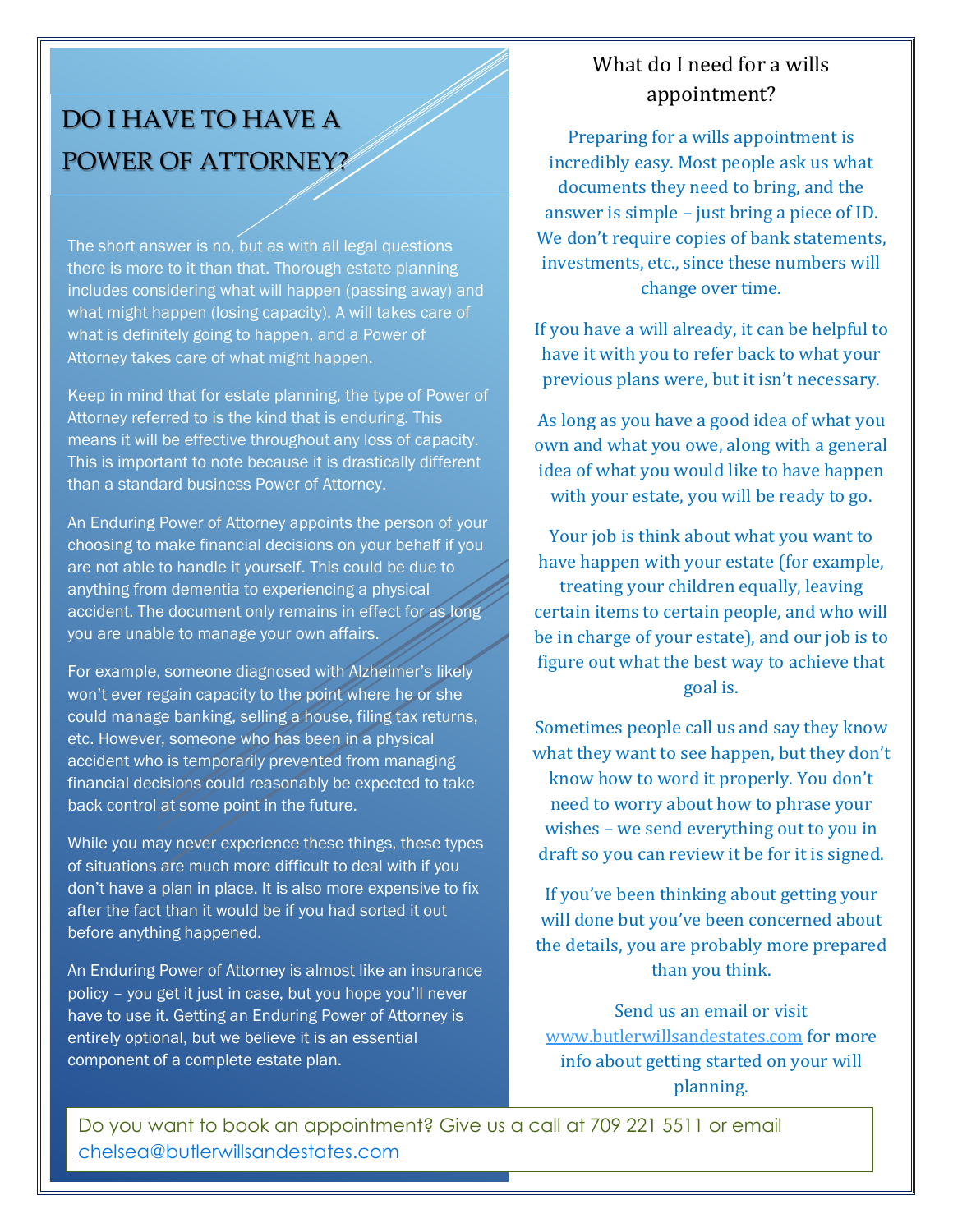# DO I HAVE TO HAVE A POWER OF ATTORNEY?

The short answer is no, but as with all legal questions there is more to it than that. Thorough estate planning includes considering what will happen (passing away) and what might happen (losing capacity). A will takes care of what is definitely going to happen, and a Power of Attorney takes care of what might happen.

Keep in mind that for estate planning, the type of Power of Attorney referred to is the kind that is enduring. This means it will be effective throughout any loss of capacity. This is important to note because it is drastically different than a standard business Power of Attorney.

An Enduring Power of Attorney appoints the person of your choosing to make financial decisions on your behalf if you are not able to handle it yourself. This could be due to anything from dementia to experiencing a physical accident. The document only remains in effect for as long you are unable to manage your own affairs.

For example, someone diagnosed with Alzheimer's likely won't ever regain capacity to the point where he or she could manage banking, selling a house, filing tax returns, etc. However, someone who has been in a physical accident who is temporarily prevented from managing financial decisions could reasonably be expected to take back control at some point in the future.

While you may never experience these things, these types of situations are much more difficult to deal with if you don't have a plan in place. It is also more expensive to fix after the fact than it would be if you had sorted it out before anything happened.

An Enduring Power of Attorney is almost like an insurance policy – you get it just in case, but you hope you'll never have to use it. Getting an Enduring Power of Attorney is entirely optional, but we believe it is an essential component of a complete estate plan.

## What do I need for a wills appointment?

Preparing for a wills appointment is incredibly easy. Most people ask us what documents they need to bring, and the answer is simple – just bring a piece of ID. We don't require copies of bank statements, investments, etc., since these numbers will change over time.

If you have a will already, it can be helpful to have it with you to refer back to what your previous plans were, but it isn't necessary.

As long as you have a good idea of what you own and what you owe, along with a general idea of what you would like to have happen with your estate, you will be ready to go.

Your job is think about what you want to have happen with your estate (for example, treating your children equally, leaving certain items to certain people, and who will be in charge of your estate), and our job is to figure out what the best way to achieve that goal is.

Sometimes people call us and say they know what they want to see happen, but they don't know how to word it properly. You don't need to worry about how to phrase your wishes – we send everything out to you in draft so you can review it be for it is signed.

If you've been thinking about getting your will done but you've been concerned about the details, you are probably more prepared than you think.

Send us an email or visit www.butlerwillsandestates.com for more info about getting started on your will planning.

Do you want to book an appointment? Give us a call at 709 221 5511 or email chelsea@butlerwillsandestates.com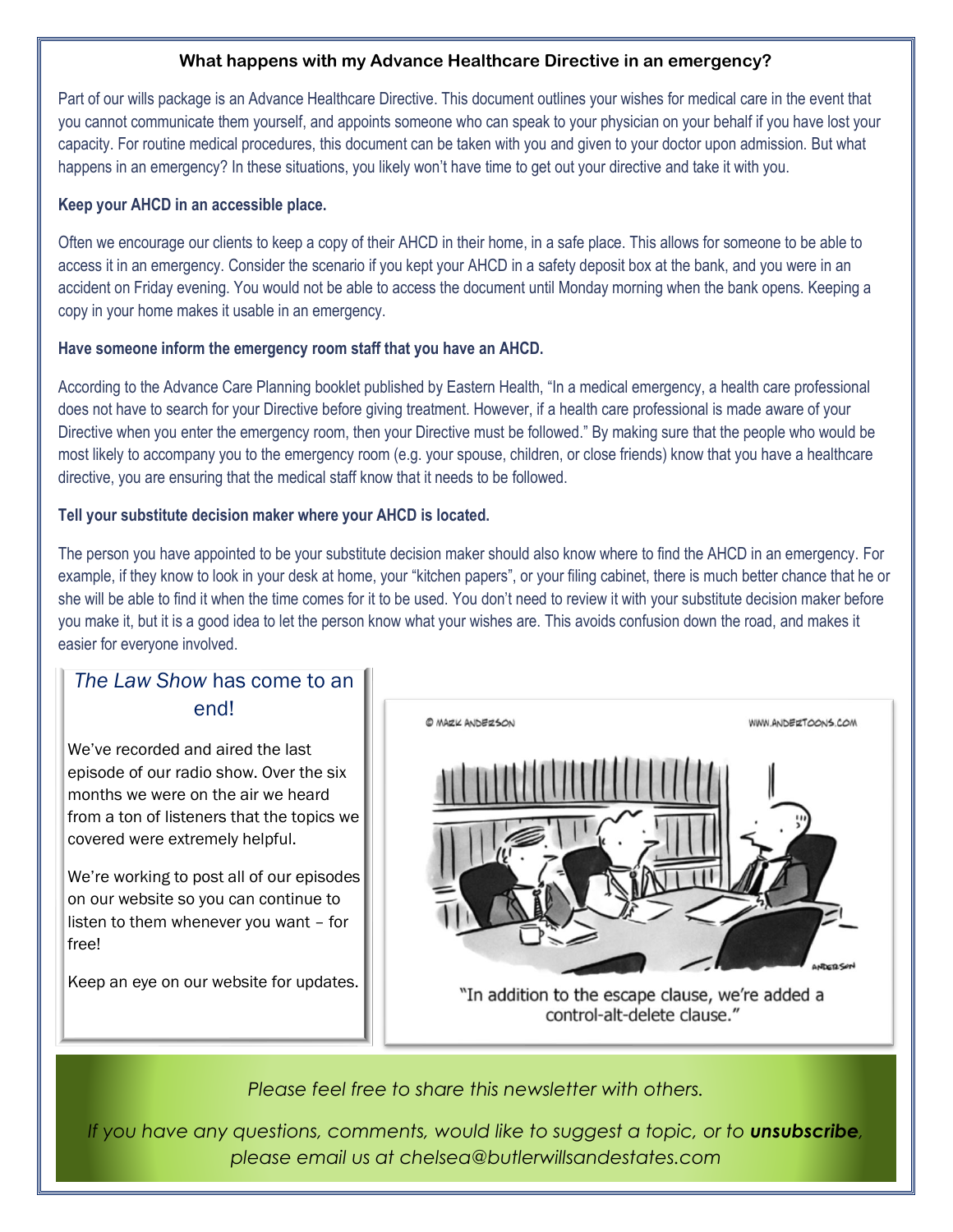## What happens with my Advance Healthcare Directive in an emergency?

Part of our wills package is an Advance Healthcare Directive. This document outlines your wishes for medical care in the event that you cannot communicate them yourself, and appoints someone who can speak to your physician on your behalf if you have lost your capacity. For routine medical procedures, this document can be taken with you and given to your doctor upon admission. But what happens in an emergency? In these situations, you likely won't have time to get out your directive and take it with you.

**Keep your AHCD in an accessible place.**

Often we encourage our clients to keep a copy of their AHCD in their home, in a safe place. This allows for someone to be able to access it in an emergency. Consider the scenario if you kept your AHCD in a safety deposit box at the bank, and you were in an accident on Friday evening. You would not be able to access the document until Monday morning when the bank opens. Keeping a copy in your home makes it usable in an emergency.

**Have someone inform the emergency room staff that you have an AHCD.**

According to the Advance Care Planning booklet published by Eastern Health, "In a medical emergency, a health care professional does not have to search for your Directive before giving treatment. However, if a health care professional is made aware of your Directive when you enter the emergency room, then your Directive must be followed." By making sure that the people who would be most likely to accompany you to the emergency room (e.g. your spouse, children, or close friends) know that you have a healthcare directive, you are ensuring that the medical staff know that it needs to be followed.

**Tell your substitute decision maker where your AHCD is located.**

The person you have appointed to be your substitute decision maker should also know where to find the AHCD in an emergency. For example, if they know to look in your desk at home, your "kitchen papers", or your filing cabinet, there is much better chance that he or she will be able to find it when the time comes for it to be used. You don't need to review it with your substitute decision maker before you make it, but it is a good idea to let the person know what your wishes are. This avoids confusion down the road, and makes it easier for everyone involved.

### *The Law Show* has come to an end!

We've recorded and aired the last episode of our radio show. Over the six months we were on the air we heard from a ton of listeners that the topics we covered were extremely helpful.

We're working to post all of our episodes on our website so you can continue to listen to them whenever you want – for free!

Keep an eye on our website for updates.

© MARK ANDERSON WWW.ANDERTOONS.COM

"In addition to the escape clause, we're added a control-alt-delete clause."

*Please feel free to share this newsletter with others.*

*If you have any questions, comments, would like to suggest a topic, or to* ***unsubscribe****, please email us at chelsea@butlerwillsandestates.com*